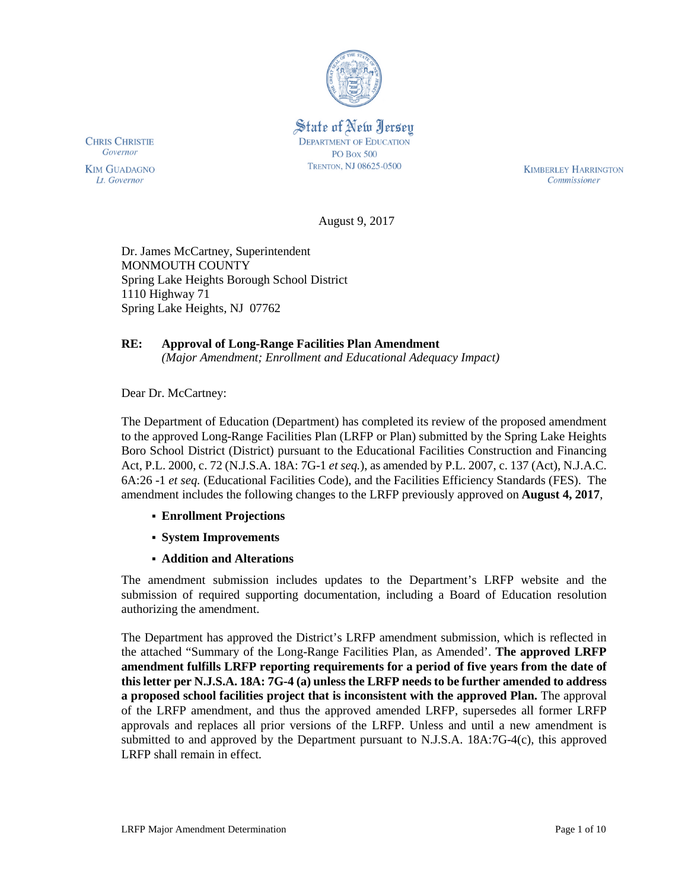State of New Jersey
DEPARTMENT OF EDUCATION
PO Box 500
TRENTON, NJ 08625-0500

CHRIS CHRISTIE
*Governor*

KIM GUADAGNO
*Lt. Governor*

KIMBERLEY HARRINGTON
*Commissioner*

August 9, 2017

Dr. James McCartney, Superintendent
MONMOUTH COUNTY
Spring Lake Heights Borough School District
1110 Highway 71
Spring Lake Heights, NJ 07762

**RE: Approval of Long-Range Facilities Plan Amendment**
*(Major Amendment; Enrollment and Educational Adequacy Impact)*

Dear Dr. McCartney:

The Department of Education (Department) has completed its review of the proposed amendment to the approved Long-Range Facilities Plan (LRFP or Plan) submitted by the Spring Lake Heights Boro School District (District) pursuant to the Educational Facilities Construction and Financing Act, P.L. 2000, c. 72 (N.J.S.A. 18A: 7G-1 *et seq.*), as amended by P.L. 2007, c. 137 (Act), N.J.A.C. 6A:26 -1 *et seq.* (Educational Facilities Code), and the Facilities Efficiency Standards (FES). The amendment includes the following changes to the LRFP previously approved on **August 4, 2017**,

- **Enrollment Projections**
- **System Improvements**
- **Addition and Alterations**

The amendment submission includes updates to the Department's LRFP website and the submission of required supporting documentation, including a Board of Education resolution authorizing the amendment.

The Department has approved the District's LRFP amendment submission, which is reflected in the attached "Summary of the Long-Range Facilities Plan, as Amended'. **The approved LRFP amendment fulfills LRFP reporting requirements for a period of five years from the date of this letter per N.J.S.A. 18A: 7G-4 (a) unless the LRFP needs to be further amended to address a proposed school facilities project that is inconsistent with the approved Plan.** The approval of the LRFP amendment, and thus the approved amended LRFP, supersedes all former LRFP approvals and replaces all prior versions of the LRFP. Unless and until a new amendment is submitted to and approved by the Department pursuant to N.J.S.A. 18A:7G-4(c), this approved LRFP shall remain in effect.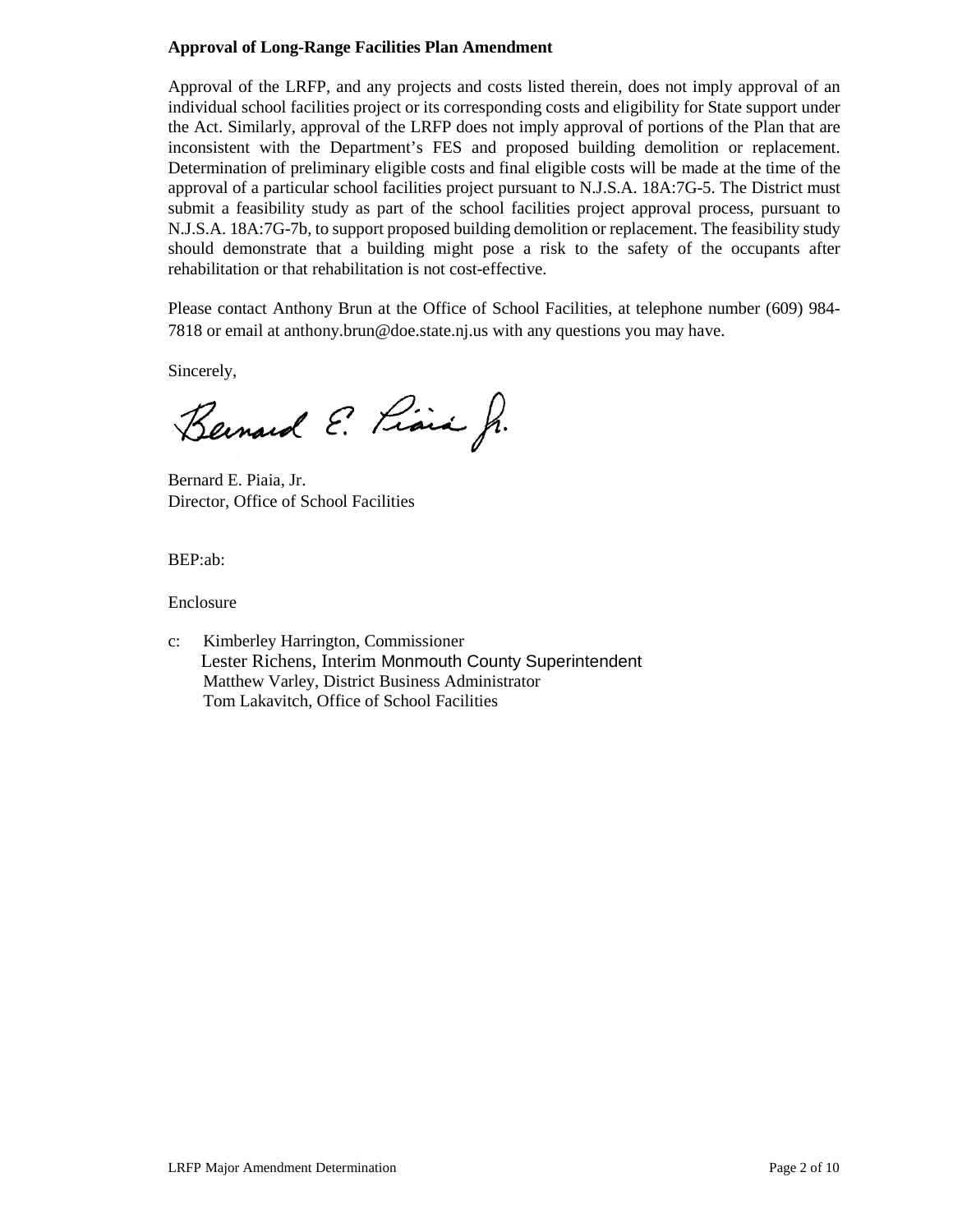**Approval of Long-Range Facilities Plan Amendment**

Approval of the LRFP, and any projects and costs listed therein, does not imply approval of an individual school facilities project or its corresponding costs and eligibility for State support under the Act. Similarly, approval of the LRFP does not imply approval of portions of the Plan that are inconsistent with the Department's FES and proposed building demolition or replacement. Determination of preliminary eligible costs and final eligible costs will be made at the time of the approval of a particular school facilities project pursuant to N.J.S.A. 18A:7G-5. The District must submit a feasibility study as part of the school facilities project approval process, pursuant to N.J.S.A. 18A:7G-7b, to support proposed building demolition or replacement. The feasibility study should demonstrate that a building might pose a risk to the safety of the occupants after rehabilitation or that rehabilitation is not cost-effective.

Please contact Anthony Brun at the Office of School Facilities, at telephone number (609) 984-7818 or email at anthony.brun@doe.state.nj.us with any questions you may have.

Sincerely,

Bernard E. Piaia, Jr.
Director, Office of School Facilities

BEP:ab:

Enclosure

c: Kimberley Harrington, Commissioner
Lester Richens, Interim Monmouth County Superintendent
Matthew Varley, District Business Administrator
Tom Lakavitch, Office of School Facilities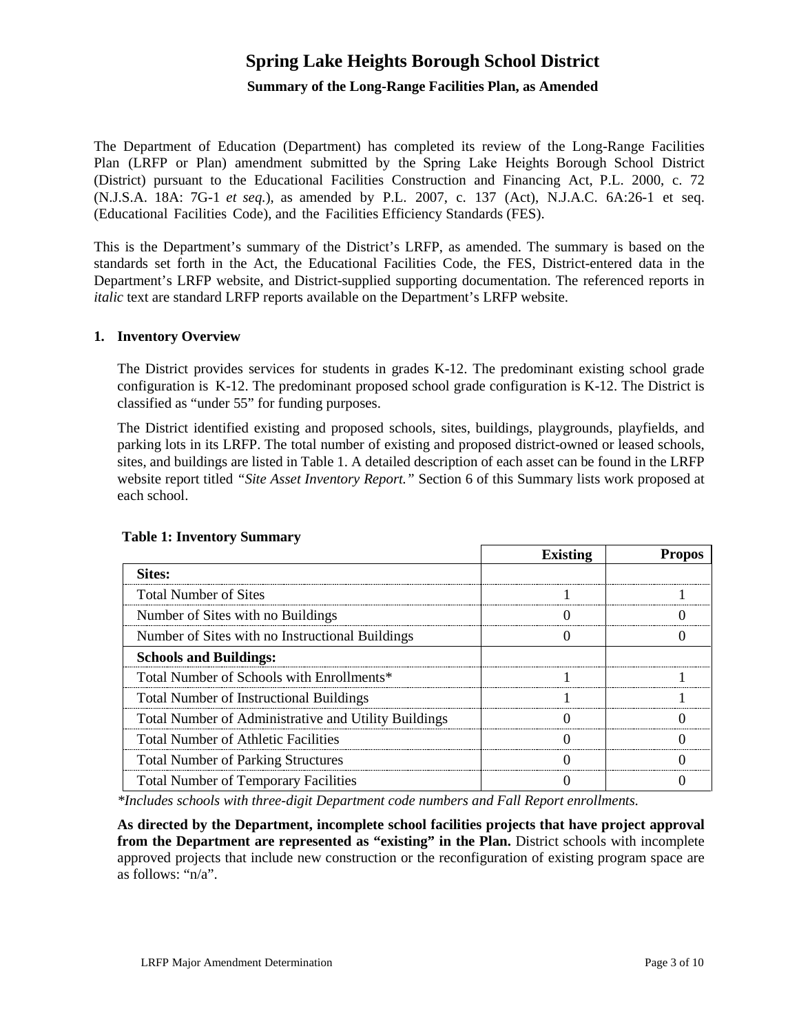# Spring Lake Heights Borough School District

**Summary of the Long-Range Facilities Plan, as Amended**

The Department of Education (Department) has completed its review of the Long-Range Facilities Plan (LRFP or Plan) amendment submitted by the Spring Lake Heights Borough School District (District) pursuant to the Educational Facilities Construction and Financing Act, P.L. 2000, c. 72 (N.J.S.A. 18A: 7G-1 *et seq.*), as amended by P.L. 2007, c. 137 (Act), N.J.A.C. 6A:26-1 et seq. (Educational Facilities Code), and the Facilities Efficiency Standards (FES).

This is the Department's summary of the District's LRFP, as amended. The summary is based on the standards set forth in the Act, the Educational Facilities Code, the FES, District-entered data in the Department's LRFP website, and District-supplied supporting documentation. The referenced reports in *italic* text are standard LRFP reports available on the Department's LRFP website.

## 1. Inventory Overview

The District provides services for students in grades K-12. The predominant existing school grade configuration is K-12. The predominant proposed school grade configuration is K-12. The District is classified as "under 55" for funding purposes.

The District identified existing and proposed schools, sites, buildings, playgrounds, playfields, and parking lots in its LRFP. The total number of existing and proposed district-owned or leased schools, sites, and buildings are listed in Table 1. A detailed description of each asset can be found in the LRFP website report titled *"Site Asset Inventory Report."* Section 6 of this Summary lists work proposed at each school.

**Table 1: Inventory Summary**

| | Existing | Propos |
|---|---|---|
| **Sites:** | | |
| Total Number of Sites | 1 | 1 |
| Number of Sites with no Buildings | 0 | 0 |
| Number of Sites with no Instructional Buildings | 0 | 0 |
| **Schools and Buildings:** | | |
| Total Number of Schools with Enrollments* | 1 | 1 |
| Total Number of Instructional Buildings | 1 | 1 |
| Total Number of Administrative and Utility Buildings | 0 | 0 |
| Total Number of Athletic Facilities | 0 | 0 |
| Total Number of Parking Structures | 0 | 0 |
| Total Number of Temporary Facilities | 0 | 0 |

*\*Includes schools with three-digit Department code numbers and Fall Report enrollments.*

**As directed by the Department, incomplete school facilities projects that have project approval from the Department are represented as "existing" in the Plan.** District schools with incomplete approved projects that include new construction or the reconfiguration of existing program space are as follows: "n/a".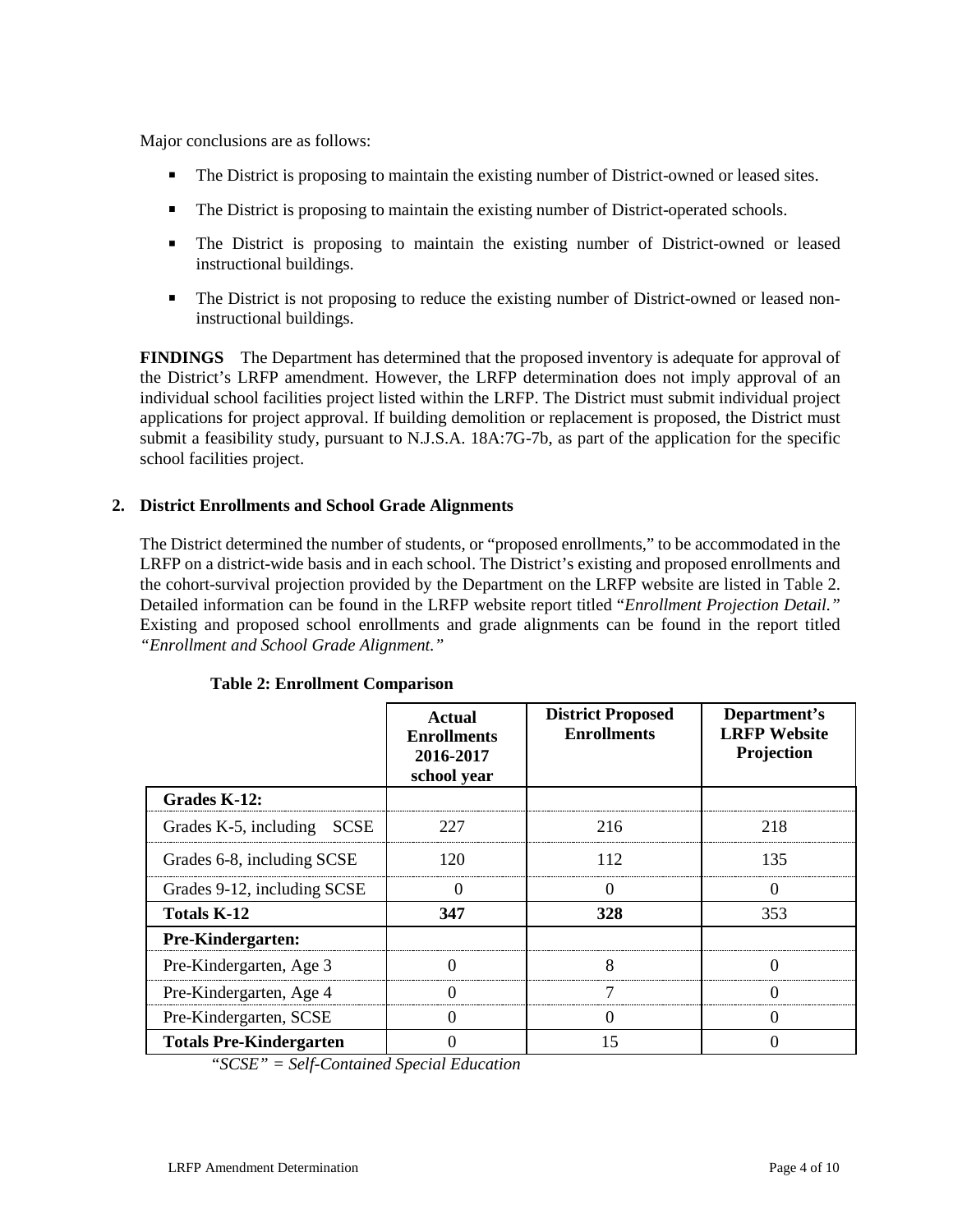Major conclusions are as follows:

- The District is proposing to maintain the existing number of District-owned or leased sites.
- The District is proposing to maintain the existing number of District-operated schools.
- The District is proposing to maintain the existing number of District-owned or leased instructional buildings.
- The District is not proposing to reduce the existing number of District-owned or leased non-instructional buildings.

**FINDINGS** The Department has determined that the proposed inventory is adequate for approval of the District's LRFP amendment. However, the LRFP determination does not imply approval of an individual school facilities project listed within the LRFP. The District must submit individual project applications for project approval. If building demolition or replacement is proposed, the District must submit a feasibility study, pursuant to N.J.S.A. 18A:7G-7b, as part of the application for the specific school facilities project.

## 2. District Enrollments and School Grade Alignments

The District determined the number of students, or "proposed enrollments," to be accommodated in the LRFP on a district-wide basis and in each school. The District's existing and proposed enrollments and the cohort-survival projection provided by the Department on the LRFP website are listed in Table 2. Detailed information can be found in the LRFP website report titled "*Enrollment Projection Detail.*" Existing and proposed school enrollments and grade alignments can be found in the report titled *"Enrollment and School Grade Alignment."*

**Table 2: Enrollment Comparison**

| | Actual Enrollments 2016-2017 school year | District Proposed Enrollments | Department's LRFP Website Projection |
|---|---|---|---|
| **Grades K-12:** | | | |
| Grades K-5, including SCSE | 227 | 216 | 218 |
| Grades 6-8, including SCSE | 120 | 112 | 135 |
| Grades 9-12, including SCSE | 0 | 0 | 0 |
| **Totals K-12** | **347** | **328** | 353 |
| **Pre-Kindergarten:** | | | |
| Pre-Kindergarten, Age 3 | 0 | 8 | 0 |
| Pre-Kindergarten, Age 4 | 0 | 7 | 0 |
| Pre-Kindergarten, SCSE | 0 | 0 | 0 |
| **Totals Pre-Kindergarten** | 0 | 15 | 0 |

*"SCSE" = Self-Contained Special Education*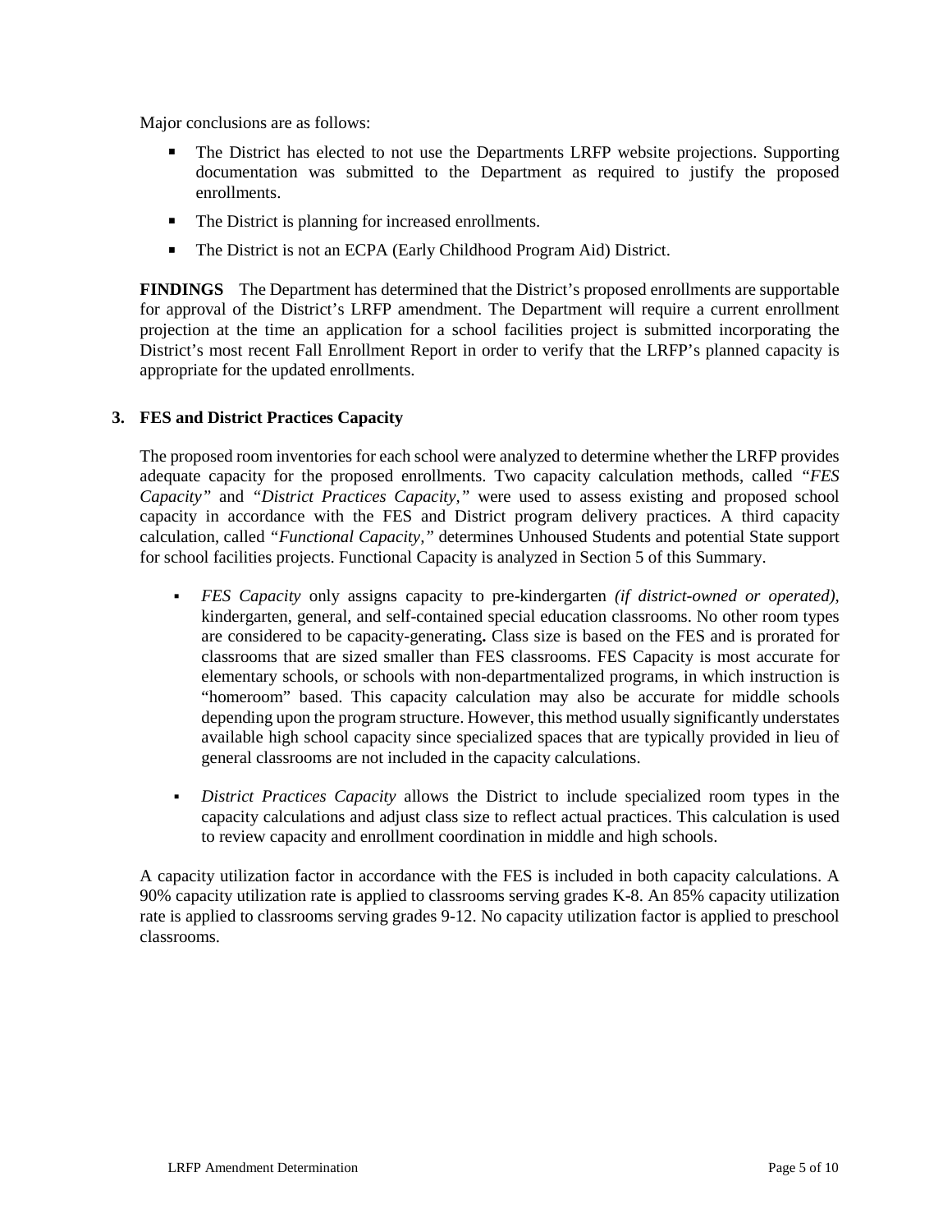Major conclusions are as follows:

- The District has elected to not use the Departments LRFP website projections. Supporting documentation was submitted to the Department as required to justify the proposed enrollments.
- The District is planning for increased enrollments.
- The District is not an ECPA (Early Childhood Program Aid) District.

**FINDINGS** The Department has determined that the District's proposed enrollments are supportable for approval of the District's LRFP amendment. The Department will require a current enrollment projection at the time an application for a school facilities project is submitted incorporating the District's most recent Fall Enrollment Report in order to verify that the LRFP's planned capacity is appropriate for the updated enrollments.

### 3. FES and District Practices Capacity

The proposed room inventories for each school were analyzed to determine whether the LRFP provides adequate capacity for the proposed enrollments. Two capacity calculation methods, called *"FES Capacity"* and *"District Practices Capacity,"* were used to assess existing and proposed school capacity in accordance with the FES and District program delivery practices. A third capacity calculation, called *"Functional Capacity,"* determines Unhoused Students and potential State support for school facilities projects. Functional Capacity is analyzed in Section 5 of this Summary.

- *FES Capacity* only assigns capacity to pre-kindergarten *(if district-owned or operated),* kindergarten, general, and self-contained special education classrooms. No other room types are considered to be capacity-generating**.** Class size is based on the FES and is prorated for classrooms that are sized smaller than FES classrooms. FES Capacity is most accurate for elementary schools, or schools with non-departmentalized programs, in which instruction is "homeroom" based. This capacity calculation may also be accurate for middle schools depending upon the program structure. However, this method usually significantly understates available high school capacity since specialized spaces that are typically provided in lieu of general classrooms are not included in the capacity calculations.
- *District Practices Capacity* allows the District to include specialized room types in the capacity calculations and adjust class size to reflect actual practices. This calculation is used to review capacity and enrollment coordination in middle and high schools.

A capacity utilization factor in accordance with the FES is included in both capacity calculations. A 90% capacity utilization rate is applied to classrooms serving grades K-8. An 85% capacity utilization rate is applied to classrooms serving grades 9-12. No capacity utilization factor is applied to preschool classrooms.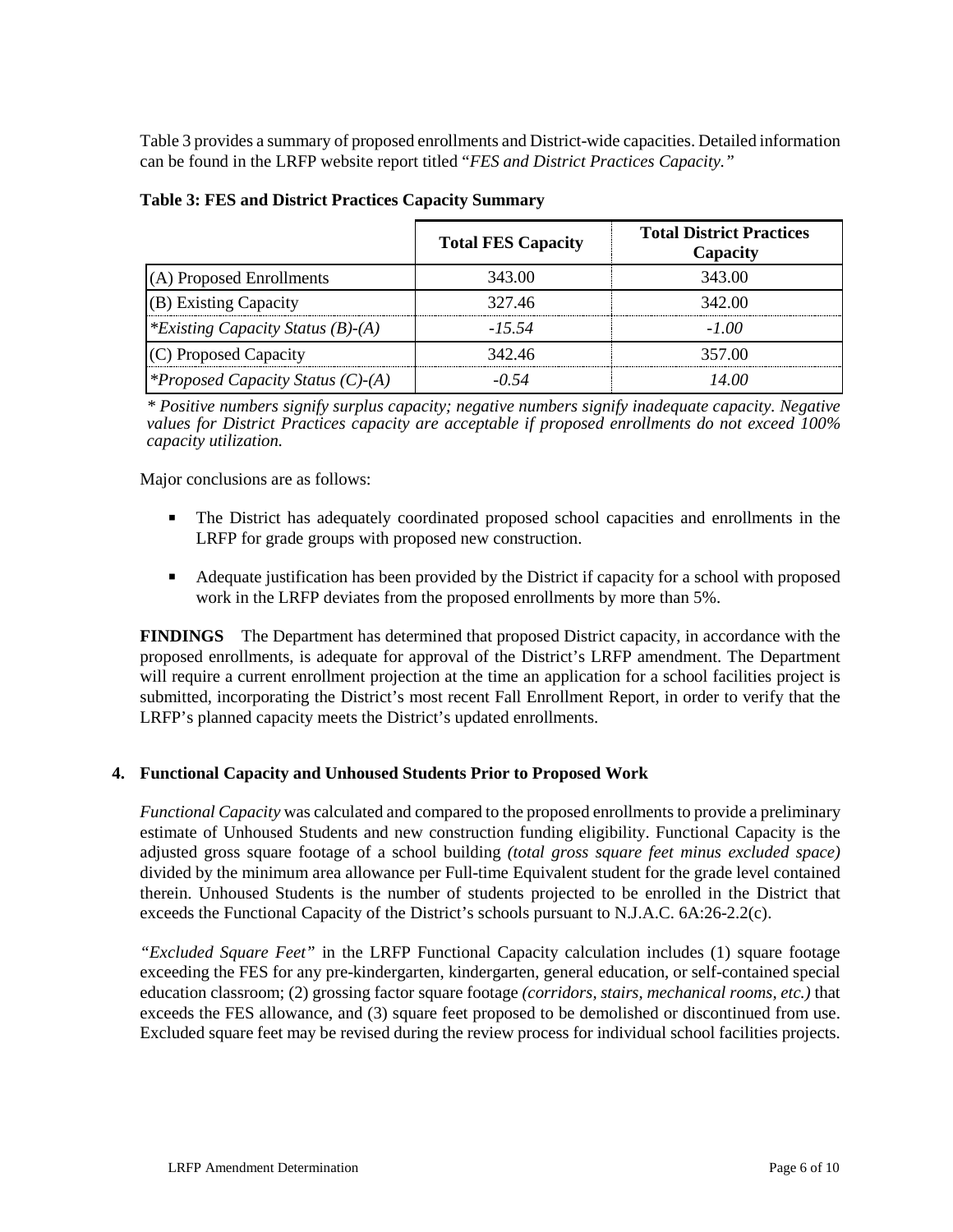Table 3 provides a summary of proposed enrollments and District-wide capacities. Detailed information can be found in the LRFP website report titled "*FES and District Practices Capacity.*"

**Table 3: FES and District Practices Capacity Summary**

| | Total FES Capacity | Total District Practices Capacity |
|---|---|---|
| (A) Proposed Enrollments | 343.00 | 343.00 |
| (B) Existing Capacity | 327.46 | 342.00 |
| **Existing Capacity Status (B)-(A)* | *-15.54* | *-1.00* |
| (C) Proposed Capacity | 342.46 | 357.00 |
| **Proposed Capacity Status (C)-(A)* | *-0.54* | *14.00* |

*\* Positive numbers signify surplus capacity; negative numbers signify inadequate capacity. Negative values for District Practices capacity are acceptable if proposed enrollments do not exceed 100% capacity utilization.*

Major conclusions are as follows:

- The District has adequately coordinated proposed school capacities and enrollments in the LRFP for grade groups with proposed new construction.
- Adequate justification has been provided by the District if capacity for a school with proposed work in the LRFP deviates from the proposed enrollments by more than 5%.

**FINDINGS** The Department has determined that proposed District capacity, in accordance with the proposed enrollments, is adequate for approval of the District's LRFP amendment. The Department will require a current enrollment projection at the time an application for a school facilities project is submitted, incorporating the District's most recent Fall Enrollment Report, in order to verify that the LRFP's planned capacity meets the District's updated enrollments.

### 4. Functional Capacity and Unhoused Students Prior to Proposed Work

*Functional Capacity* was calculated and compared to the proposed enrollments to provide a preliminary estimate of Unhoused Students and new construction funding eligibility. Functional Capacity is the adjusted gross square footage of a school building *(total gross square feet minus excluded space)* divided by the minimum area allowance per Full-time Equivalent student for the grade level contained therein. Unhoused Students is the number of students projected to be enrolled in the District that exceeds the Functional Capacity of the District's schools pursuant to N.J.A.C. 6A:26-2.2(c).

*"Excluded Square Feet"* in the LRFP Functional Capacity calculation includes (1) square footage exceeding the FES for any pre-kindergarten, kindergarten, general education, or self-contained special education classroom; (2) grossing factor square footage *(corridors, stairs, mechanical rooms, etc.)* that exceeds the FES allowance, and (3) square feet proposed to be demolished or discontinued from use. Excluded square feet may be revised during the review process for individual school facilities projects.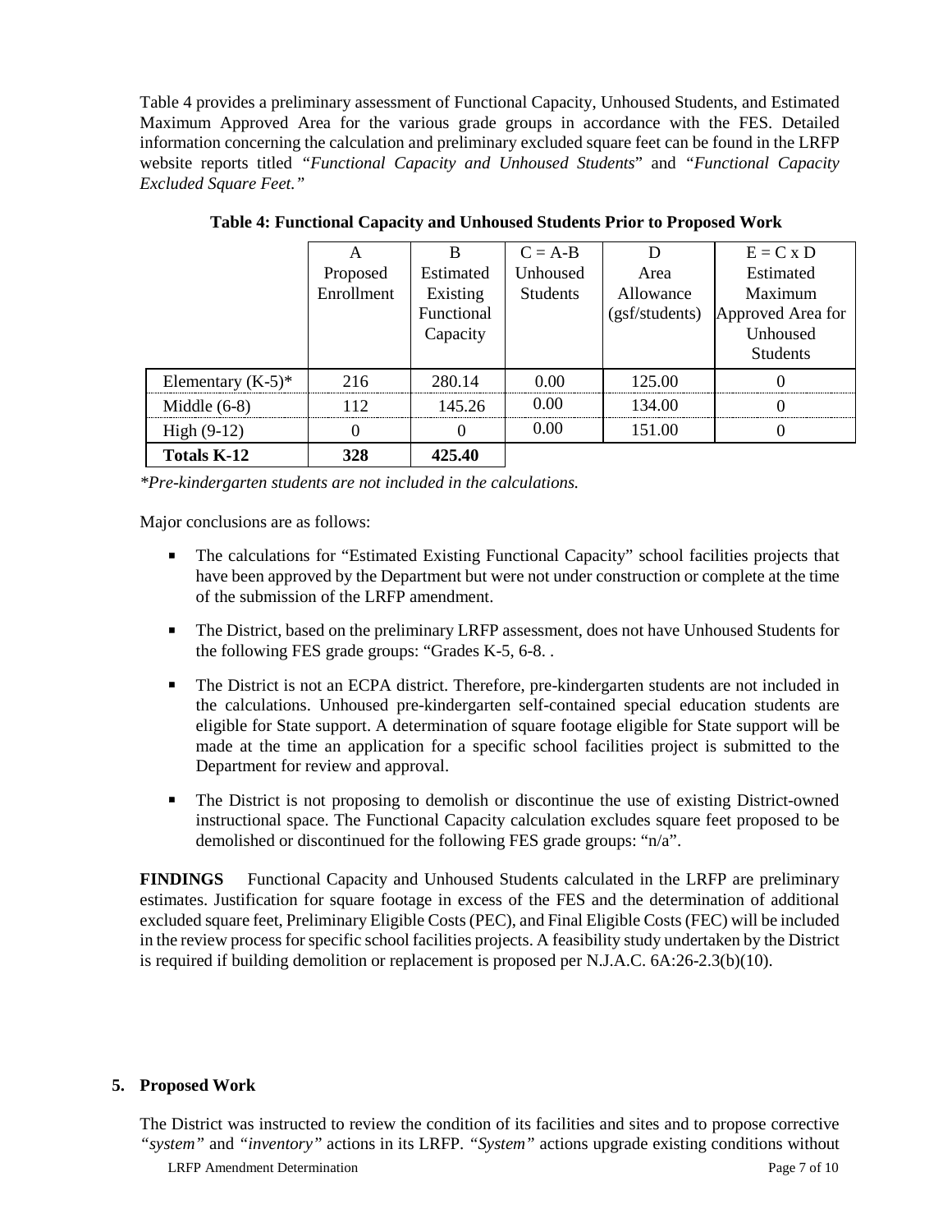Table 4 provides a preliminary assessment of Functional Capacity, Unhoused Students, and Estimated Maximum Approved Area for the various grade groups in accordance with the FES. Detailed information concerning the calculation and preliminary excluded square feet can be found in the LRFP website reports titled *"Functional Capacity and Unhoused Students"* and *"Functional Capacity Excluded Square Feet."*

**Table 4: Functional Capacity and Unhoused Students Prior to Proposed Work**

| | A Proposed Enrollment | B Estimated Existing Functional Capacity | C = A-B Unhoused Students | D Area Allowance (gsf/students) | E = C x D Estimated Maximum Approved Area for Unhoused Students |
|---|---|---|---|---|---|
| Elementary (K-5)* | 216 | 280.14 | 0.00 | 125.00 | 0 |
| Middle (6-8) | 112 | 145.26 | 0.00 | 134.00 | 0 |
| High (9-12) | 0 | 0 | 0.00 | 151.00 | 0 |
| **Totals K-12** | **328** | **425.40** | | | |

*\*Pre-kindergarten students are not included in the calculations.*

Major conclusions are as follows:

- The calculations for "Estimated Existing Functional Capacity" school facilities projects that have been approved by the Department but were not under construction or complete at the time of the submission of the LRFP amendment.
- The District, based on the preliminary LRFP assessment, does not have Unhoused Students for the following FES grade groups: "Grades K-5, 6-8. .
- The District is not an ECPA district. Therefore, pre-kindergarten students are not included in the calculations. Unhoused pre-kindergarten self-contained special education students are eligible for State support. A determination of square footage eligible for State support will be made at the time an application for a specific school facilities project is submitted to the Department for review and approval.
- The District is not proposing to demolish or discontinue the use of existing District-owned instructional space. The Functional Capacity calculation excludes square feet proposed to be demolished or discontinued for the following FES grade groups: "n/a".

**FINDINGS** Functional Capacity and Unhoused Students calculated in the LRFP are preliminary estimates. Justification for square footage in excess of the FES and the determination of additional excluded square feet, Preliminary Eligible Costs (PEC), and Final Eligible Costs (FEC) will be included in the review process for specific school facilities projects. A feasibility study undertaken by the District is required if building demolition or replacement is proposed per N.J.A.C. 6A:26-2.3(b)(10).

## 5. Proposed Work

The District was instructed to review the condition of its facilities and sites and to propose corrective *"system"* and *"inventory"* actions in its LRFP. *"System"* actions upgrade existing conditions without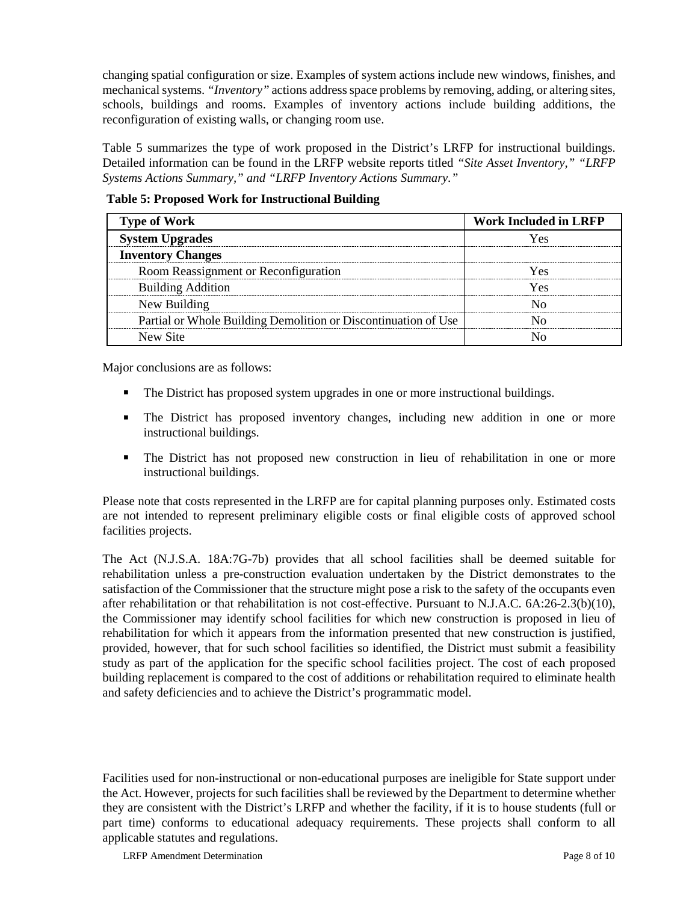changing spatial configuration or size. Examples of system actions include new windows, finishes, and mechanical systems. *"Inventory"* actions address space problems by removing, adding, or altering sites, schools, buildings and rooms. Examples of inventory actions include building additions, the reconfiguration of existing walls, or changing room use.

Table 5 summarizes the type of work proposed in the District's LRFP for instructional buildings. Detailed information can be found in the LRFP website reports titled *"Site Asset Inventory," "LRFP Systems Actions Summary," and "LRFP Inventory Actions Summary."*

**Table 5: Proposed Work for Instructional Building**

| Type of Work | Work Included in LRFP |
|---|---|
| **System Upgrades** | Yes |
| **Inventory Changes** | |
| Room Reassignment or Reconfiguration | Yes |
| Building Addition | Yes |
| New Building | No |
| Partial or Whole Building Demolition or Discontinuation of Use | No |
| New Site | No |

Major conclusions are as follows:

- The District has proposed system upgrades in one or more instructional buildings.
- The District has proposed inventory changes, including new addition in one or more instructional buildings.
- The District has not proposed new construction in lieu of rehabilitation in one or more instructional buildings.

Please note that costs represented in the LRFP are for capital planning purposes only. Estimated costs are not intended to represent preliminary eligible costs or final eligible costs of approved school facilities projects.

The Act (N.J.S.A. 18A:7G-7b) provides that all school facilities shall be deemed suitable for rehabilitation unless a pre-construction evaluation undertaken by the District demonstrates to the satisfaction of the Commissioner that the structure might pose a risk to the safety of the occupants even after rehabilitation or that rehabilitation is not cost-effective. Pursuant to N.J.A.C. 6A:26-2.3(b)(10), the Commissioner may identify school facilities for which new construction is proposed in lieu of rehabilitation for which it appears from the information presented that new construction is justified, provided, however, that for such school facilities so identified, the District must submit a feasibility study as part of the application for the specific school facilities project. The cost of each proposed building replacement is compared to the cost of additions or rehabilitation required to eliminate health and safety deficiencies and to achieve the District's programmatic model.

Facilities used for non-instructional or non-educational purposes are ineligible for State support under the Act. However, projects for such facilities shall be reviewed by the Department to determine whether they are consistent with the District's LRFP and whether the facility, if it is to house students (full or part time) conforms to educational adequacy requirements. These projects shall conform to all applicable statutes and regulations.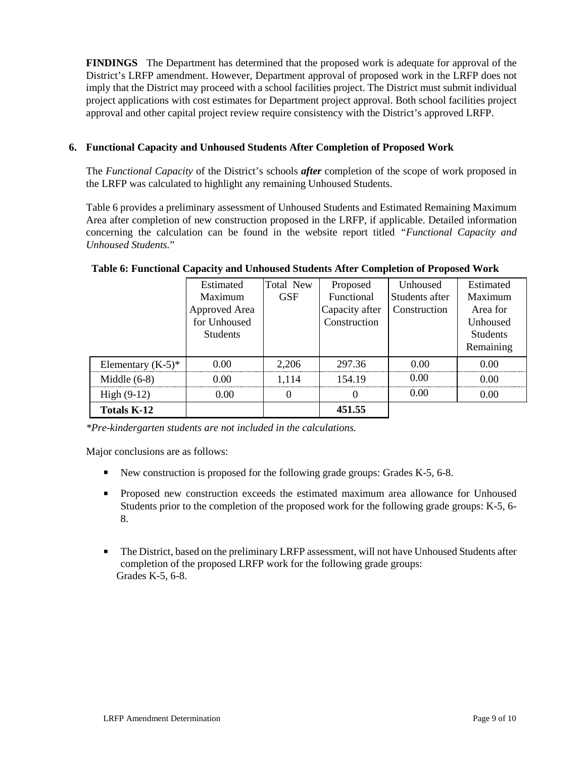**FINDINGS** The Department has determined that the proposed work is adequate for approval of the District's LRFP amendment. However, Department approval of proposed work in the LRFP does not imply that the District may proceed with a school facilities project. The District must submit individual project applications with cost estimates for Department project approval. Both school facilities project approval and other capital project review require consistency with the District's approved LRFP.

### 6. Functional Capacity and Unhoused Students After Completion of Proposed Work

The *Functional Capacity* of the District's schools ***after*** completion of the scope of work proposed in the LRFP was calculated to highlight any remaining Unhoused Students.

Table 6 provides a preliminary assessment of Unhoused Students and Estimated Remaining Maximum Area after completion of new construction proposed in the LRFP, if applicable. Detailed information concerning the calculation can be found in the website report titled *"Functional Capacity and Unhoused Students.*"

**Table 6: Functional Capacity and Unhoused Students After Completion of Proposed Work**

| | Estimated Maximum Approved Area for Unhoused Students | Total New GSF | Proposed Functional Capacity after Construction | Unhoused Students after Construction | Estimated Maximum Area for Unhoused Students Remaining |
|---|---|---|---|---|---|
| Elementary (K-5)* | 0.00 | 2,206 | 297.36 | 0.00 | 0.00 |
| Middle (6-8) | 0.00 | 1,114 | 154.19 | 0.00 | 0.00 |
| High (9-12) | 0.00 | 0 | 0 | 0.00 | 0.00 |
| **Totals K-12** | | | **451.55** | | |

*\*Pre-kindergarten students are not included in the calculations.*

Major conclusions are as follows:

- New construction is proposed for the following grade groups: Grades K-5, 6-8.
- Proposed new construction exceeds the estimated maximum area allowance for Unhoused Students prior to the completion of the proposed work for the following grade groups: K-5, 6-8.
- The District, based on the preliminary LRFP assessment, will not have Unhoused Students after completion of the proposed LRFP work for the following grade groups: Grades K-5, 6-8.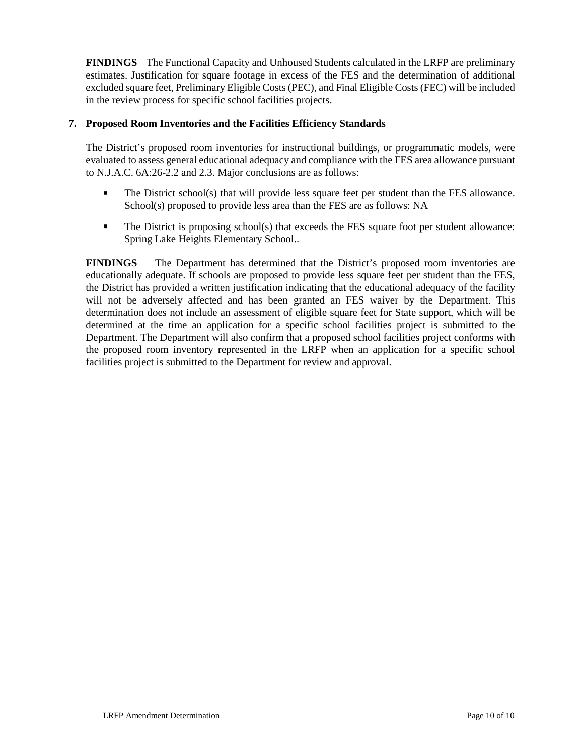**FINDINGS** The Functional Capacity and Unhoused Students calculated in the LRFP are preliminary estimates. Justification for square footage in excess of the FES and the determination of additional excluded square feet, Preliminary Eligible Costs (PEC), and Final Eligible Costs (FEC) will be included in the review process for specific school facilities projects.

## 7. Proposed Room Inventories and the Facilities Efficiency Standards

The District's proposed room inventories for instructional buildings, or programmatic models, were evaluated to assess general educational adequacy and compliance with the FES area allowance pursuant to N.J.A.C. 6A:26-2.2 and 2.3. Major conclusions are as follows:

- The District school(s) that will provide less square feet per student than the FES allowance. School(s) proposed to provide less area than the FES are as follows: NA
- The District is proposing school(s) that exceeds the FES square foot per student allowance: Spring Lake Heights Elementary School..

**FINDINGS** The Department has determined that the District's proposed room inventories are educationally adequate. If schools are proposed to provide less square feet per student than the FES, the District has provided a written justification indicating that the educational adequacy of the facility will not be adversely affected and has been granted an FES waiver by the Department. This determination does not include an assessment of eligible square feet for State support, which will be determined at the time an application for a specific school facilities project is submitted to the Department. The Department will also confirm that a proposed school facilities project conforms with the proposed room inventory represented in the LRFP when an application for a specific school facilities project is submitted to the Department for review and approval.